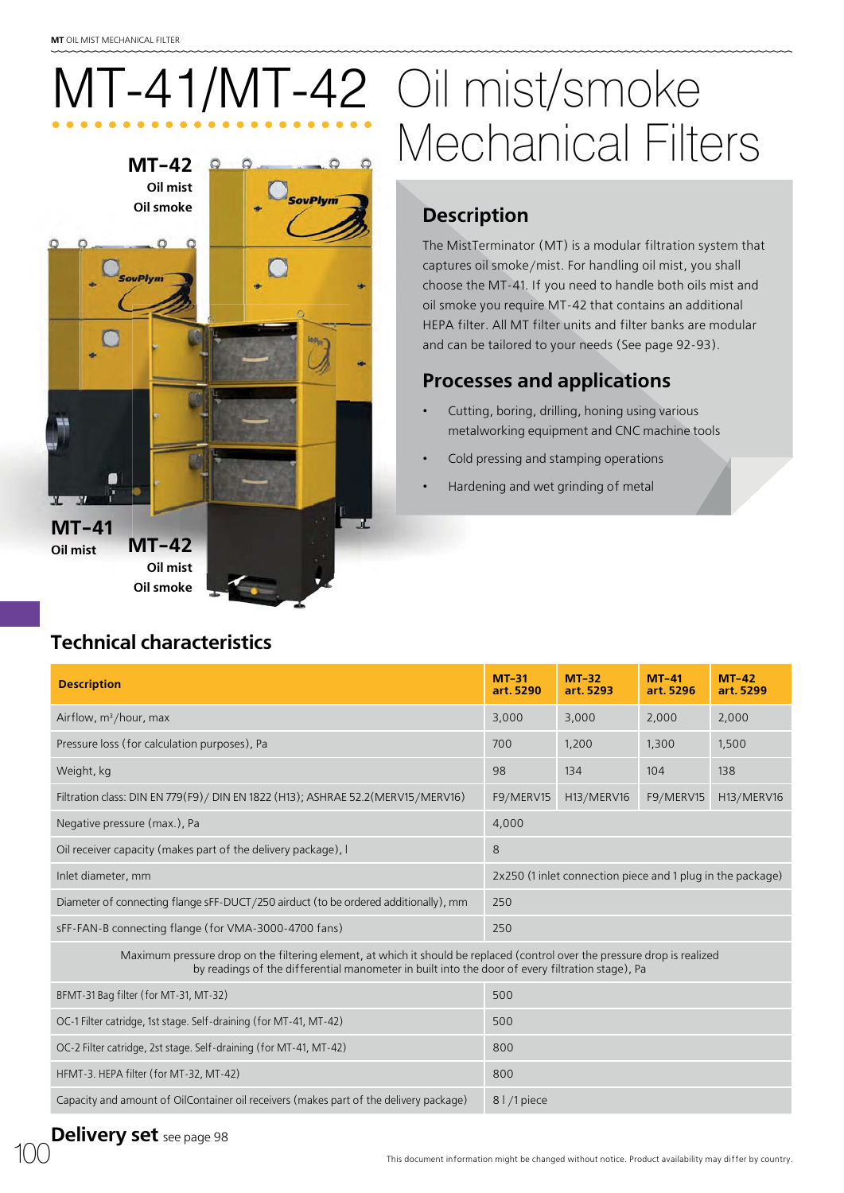# MT-41/MT-42 Oil mist/smoke Mechanical Filters

MT-42
Oil mist
Oil smoke

MT-41
Oil mist

MT-42
Oil mist
Oil smoke

## Description

The MistTerminator (MT) is a modular filtration system that captures oil smoke/mist. For handling oil mist, you shall choose the MT-41. If you need to handle both oils mist and oil smoke you require MT-42 that contains an additional HEPA filter. All MT filter units and filter banks are modular and can be tailored to your needs (See page 92-93).

## Processes and applications

- Cutting, boring, drilling, honing using various metalworking equipment and CNC machine tools
- Cold pressing and stamping operations
- Hardening and wet grinding of metal

## Technical characteristics

| Description | MT-31 art. 5290 | MT-32 art. 5293 | MT-41 art. 5296 | MT-42 art. 5299 |
|---|---|---|---|---|
| Airflow, m³/hour, max | 3,000 | 3,000 | 2,000 | 2,000 |
| Pressure loss (for calculation purposes), Pa | 700 | 1,200 | 1,300 | 1,500 |
| Weight, kg | 98 | 134 | 104 | 138 |
| Filtration class: DIN EN 779(F9)/ DIN EN 1822 (H13); ASHRAE 52.2(MERV15/MERV16) | F9/MERV15 | H13/MERV16 | F9/MERV15 | H13/MERV16 |
| Negative pressure (max.), Pa | 4,000 | | | |
| Oil receiver capacity (makes part of the delivery package), l | 8 | | | |
| Inlet diameter, mm | 2x250 (1 inlet connection piece and 1 plug in the package) | | | |
| Diameter of connecting flange sFF-DUCT/250 airduct (to be ordered additionally), mm | 250 | | | |
| sFF-FAN-B connecting flange (for VMA-3000-4700 fans) | 250 | | | |
| Maximum pressure drop on the filtering element, at which it should be replaced (control over the pressure drop is realized by readings of the differential manometer in built into the door of every filtration stage), Pa | | | | |
| BFMT-31 Bag filter (for MT-31, MT-32) | 500 | | | |
| OC-1 Filter catridge, 1st stage. Self-draining (for MT-41, MT-42) | 500 | | | |
| OC-2 Filter catridge, 2st stage. Self-draining (for MT-41, MT-42) | 800 | | | |
| HFMT-3. HEPA filter (for MT-32, MT-42) | 800 | | | |
| Capacity and amount of OilContainer oil receivers (makes part of the delivery package) | 8 l /1 piece | | | |

**Delivery set** see page 98

This document information might be changed without notice. Product availability may differ by country.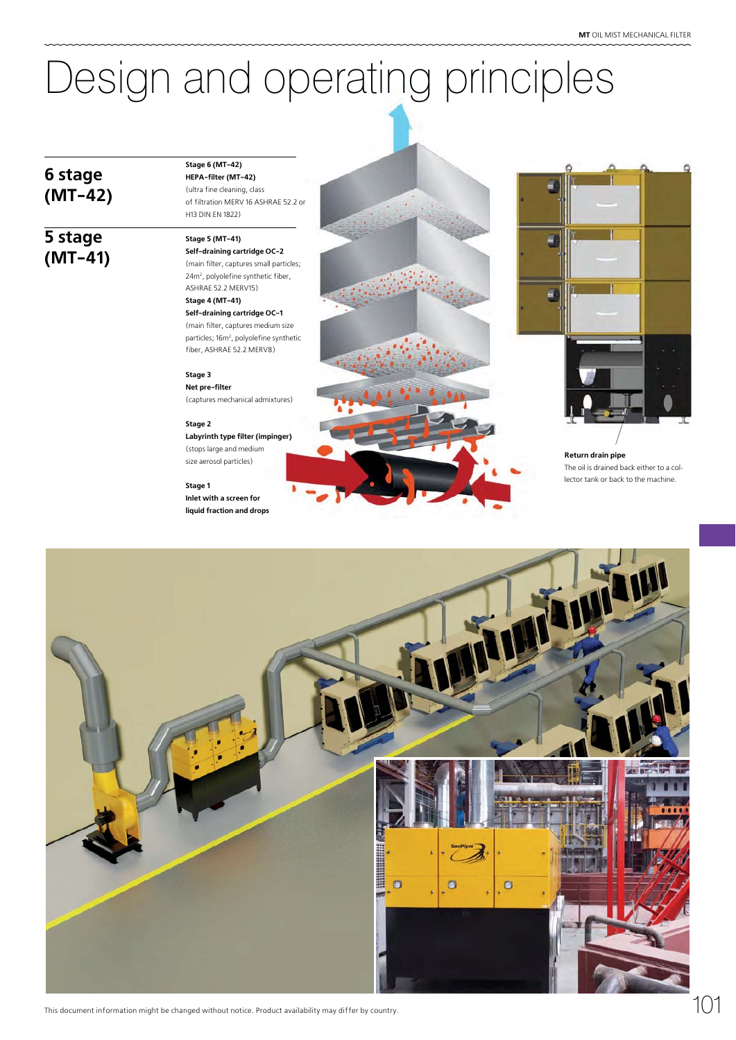# Design and operating principles

## 6 stage (MT-42)

**Stage 6 (MT-42)**
**HEPA-filter (MT-42)**
(ultra fine cleaning, class of filtration MERV 16 ASHRAE 52.2 or H13 DIN EN 1822)

## 5 stage (MT-41)

**Stage 5 (MT-41)**
**Self-draining cartridge OC-2**
(main filter, captures small particles; 24m$^2$, polyolefine synthetic fiber, ASHRAE 52.2 MERV15)

**Stage 4 (MT-41)**
**Self-draining cartridge OC-1**
(main filter, captures medium size particles; 16m$^2$, polyolefine synthetic fiber, ASHRAE 52.2 MERV8)

**Stage 3**
**Net pre-filter**
(captures mechanical admixtures)

**Stage 2**
**Labyrinth type filter (impinger)**
(stops large and medium size aerosol particles)

**Stage 1**
**Inlet with a screen for liquid fraction and drops**

**Return drain pipe**
The oil is drained back either to a collector tank or back to the machine.

This document information might be changed without notice. Product availability may differ by country.